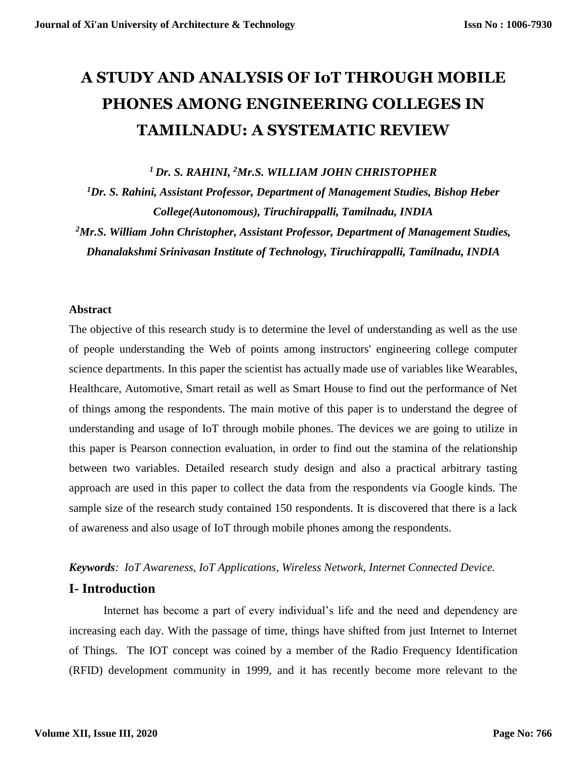# A STUDY AND ANALYSIS OF IoT THROUGH MOBILE PHONES AMONG ENGINEERING COLLEGES IN TAMILNADU: A SYSTEMATIC REVIEW

***[1] Dr. S. RAHINI, [2]Mr.S. WILLIAM JOHN CHRISTOPHER***

***[1]Dr. S. Rahini, Assistant Professor, Department of Management Studies, Bishop Heber College(Autonomous), Tiruchirappalli, Tamilnadu, INDIA***

***[2]Mr.S. William John Christopher, Assistant Professor, Department of Management Studies, Dhanalakshmi Srinivasan Institute of Technology, Tiruchirappalli, Tamilnadu, INDIA***

**Abstract**

The objective of this research study is to determine the level of understanding as well as the use of people understanding the Web of points among instructors' engineering college computer science departments. In this paper the scientist has actually made use of variables like Wearables, Healthcare, Automotive, Smart retail as well as Smart House to find out the performance of Net of things among the respondents. The main motive of this paper is to understand the degree of understanding and usage of IoT through mobile phones. The devices we are going to utilize in this paper is Pearson connection evaluation, in order to find out the stamina of the relationship between two variables. Detailed research study design and also a practical arbitrary tasting approach are used in this paper to collect the data from the respondents via Google kinds. The sample size of the research study contained 150 respondents. It is discovered that there is a lack of awareness and also usage of IoT through mobile phones among the respondents.

***Keywords**: IoT Awareness, IoT Applications, Wireless Network, Internet Connected Device.*

## I- Introduction

Internet has become a part of every individual's life and the need and dependency are increasing each day. With the passage of time, things have shifted from just Internet to Internet of Things. The IOT concept was coined by a member of the Radio Frequency Identification (RFID) development community in 1999, and it has recently become more relevant to the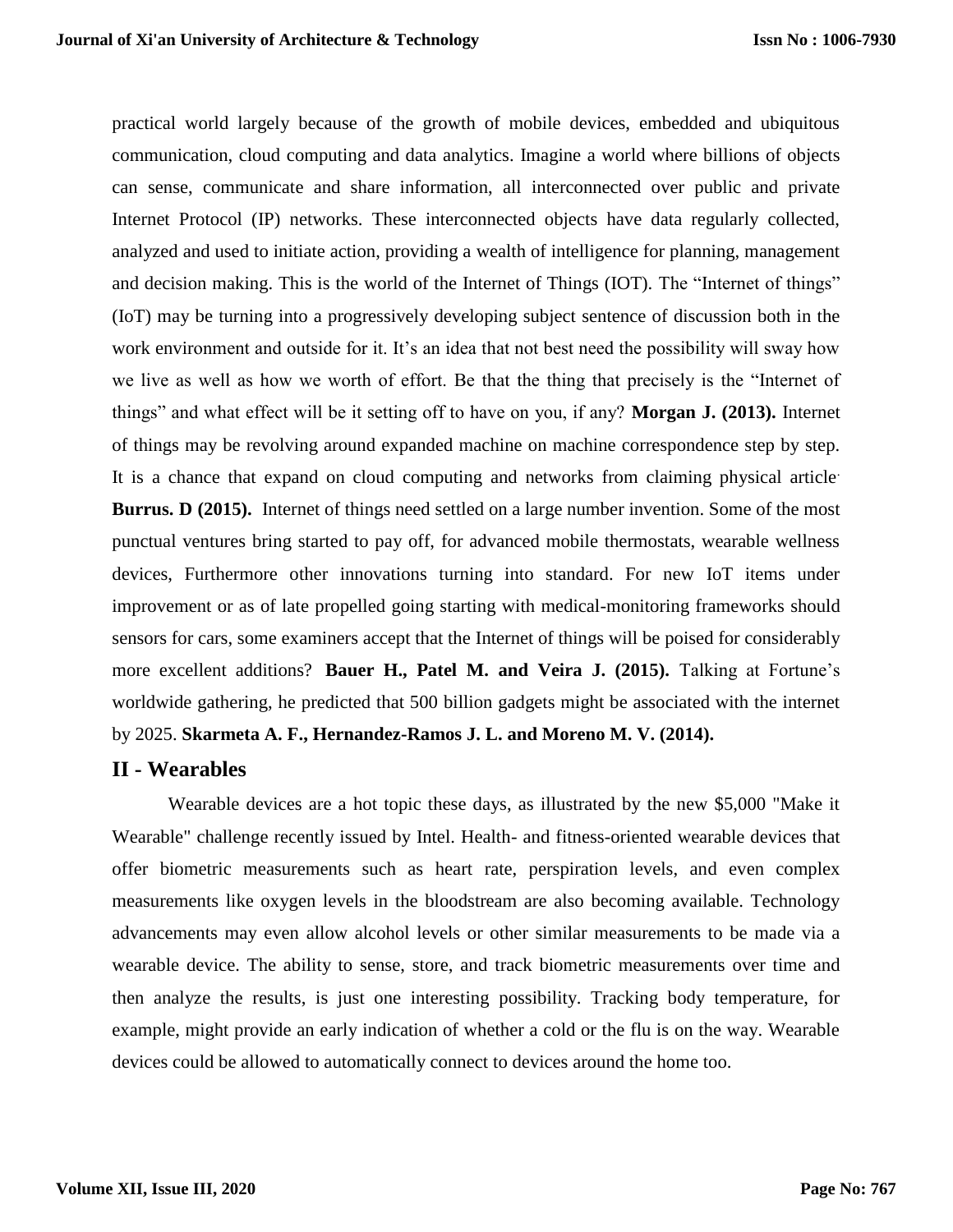practical world largely because of the growth of mobile devices, embedded and ubiquitous communication, cloud computing and data analytics. Imagine a world where billions of objects can sense, communicate and share information, all interconnected over public and private Internet Protocol (IP) networks. These interconnected objects have data regularly collected, analyzed and used to initiate action, providing a wealth of intelligence for planning, management and decision making. This is the world of the Internet of Things (IOT). The "Internet of things" (IoT) may be turning into a progressively developing subject sentence of discussion both in the work environment and outside for it. It's an idea that not best need the possibility will sway how we live as well as how we worth of effort. Be that the thing that precisely is the "Internet of things" and what effect will be it setting off to have on you, if any? **Morgan J. (2013).** Internet of things may be revolving around expanded machine on machine correspondence step by step. It is a chance that expand on cloud computing and networks from claiming physical article. **Burrus. D (2015).** Internet of things need settled on a large number invention. Some of the most punctual ventures bring started to pay off, for advanced mobile thermostats, wearable wellness devices, Furthermore other innovations turning into standard. For new IoT items under improvement or as of late propelled going starting with medical-monitoring frameworks should sensors for cars, some examiners accept that the Internet of things will be poised for considerably more excellent additions? **Bauer H., Patel M. and Veira J. (2015).** Talking at Fortune's worldwide gathering, he predicted that 500 billion gadgets might be associated with the internet by 2025. **Skarmeta A. F., Hernandez-Ramos J. L. and Moreno M. V. (2014).**

## II - Wearables

Wearable devices are a hot topic these days, as illustrated by the new $5,000 "Make it Wearable" challenge recently issued by Intel. Health- and fitness-oriented wearable devices that offer biometric measurements such as heart rate, perspiration levels, and even complex measurements like oxygen levels in the bloodstream are also becoming available. Technology advancements may even allow alcohol levels or other similar measurements to be made via a wearable device. The ability to sense, store, and track biometric measurements over time and then analyze the results, is just one interesting possibility. Tracking body temperature, for example, might provide an early indication of whether a cold or the flu is on the way. Wearable devices could be allowed to automatically connect to devices around the home too.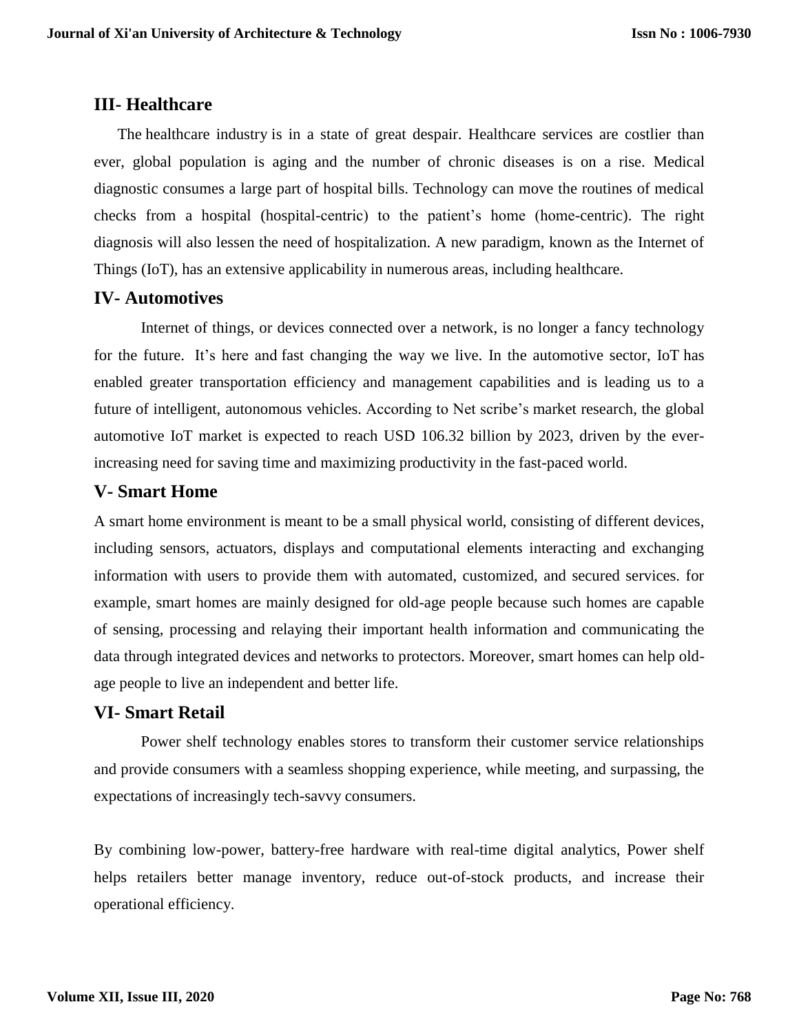## III- Healthcare

The healthcare industry is in a state of great despair. Healthcare services are costlier than ever, global population is aging and the number of chronic diseases is on a rise. Medical diagnostic consumes a large part of hospital bills. Technology can move the routines of medical checks from a hospital (hospital-centric) to the patient's home (home-centric). The right diagnosis will also lessen the need of hospitalization. A new paradigm, known as the Internet of Things (IoT), has an extensive applicability in numerous areas, including healthcare.

## IV- Automotives

Internet of things, or devices connected over a network, is no longer a fancy technology for the future. It's here and fast changing the way we live. In the automotive sector, IoT has enabled greater transportation efficiency and management capabilities and is leading us to a future of intelligent, autonomous vehicles. According to Net scribe's market research, the global automotive IoT market is expected to reach USD 106.32 billion by 2023, driven by the ever-increasing need for saving time and maximizing productivity in the fast-paced world.

## V- Smart Home

A smart home environment is meant to be a small physical world, consisting of different devices, including sensors, actuators, displays and computational elements interacting and exchanging information with users to provide them with automated, customized, and secured services. for example, smart homes are mainly designed for old-age people because such homes are capable of sensing, processing and relaying their important health information and communicating the data through integrated devices and networks to protectors. Moreover, smart homes can help old-age people to live an independent and better life.

## VI- Smart Retail

Power shelf technology enables stores to transform their customer service relationships and provide consumers with a seamless shopping experience, while meeting, and surpassing, the expectations of increasingly tech-savvy consumers.

By combining low-power, battery-free hardware with real-time digital analytics, Power shelf helps retailers better manage inventory, reduce out-of-stock products, and increase their operational efficiency.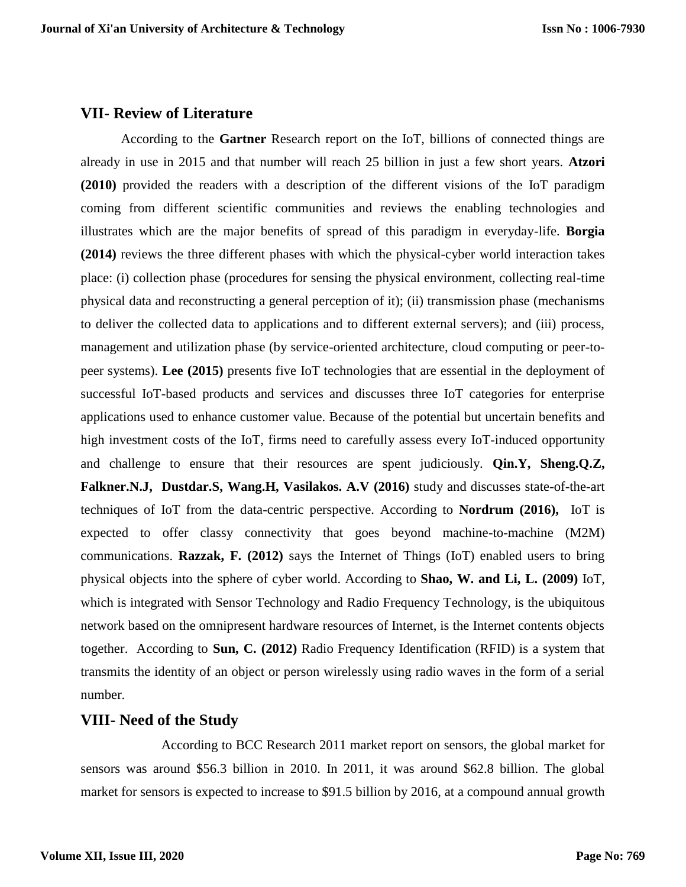## VII- Review of Literature

According to the **Gartner** Research report on the IoT, billions of connected things are already in use in 2015 and that number will reach 25 billion in just a few short years. **Atzori (2010)** provided the readers with a description of the different visions of the IoT paradigm coming from different scientific communities and reviews the enabling technologies and illustrates which are the major benefits of spread of this paradigm in everyday-life. **Borgia (2014)** reviews the three different phases with which the physical-cyber world interaction takes place: (i) collection phase (procedures for sensing the physical environment, collecting real-time physical data and reconstructing a general perception of it); (ii) transmission phase (mechanisms to deliver the collected data to applications and to different external servers); and (iii) process, management and utilization phase (by service-oriented architecture, cloud computing or peer-to-peer systems). **Lee (2015)** presents five IoT technologies that are essential in the deployment of successful IoT-based products and services and discusses three IoT categories for enterprise applications used to enhance customer value. Because of the potential but uncertain benefits and high investment costs of the IoT, firms need to carefully assess every IoT-induced opportunity and challenge to ensure that their resources are spent judiciously. **Qin.Y, Sheng.Q.Z, Falkner.N.J, Dustdar.S, Wang.H, Vasilakos. A.V (2016)** study and discusses state-of-the-art techniques of IoT from the data-centric perspective. According to **Nordrum (2016),** IoT is expected to offer classy connectivity that goes beyond machine-to-machine (M2M) communications. **Razzak, F. (2012)** says the Internet of Things (IoT) enabled users to bring physical objects into the sphere of cyber world. According to **Shao, W. and Li, L. (2009)** IoT, which is integrated with Sensor Technology and Radio Frequency Technology, is the ubiquitous network based on the omnipresent hardware resources of Internet, is the Internet contents objects together. According to **Sun, C. (2012)** Radio Frequency Identification (RFID) is a system that transmits the identity of an object or person wirelessly using radio waves in the form of a serial number.

## VIII- Need of the Study

According to BCC Research 2011 market report on sensors, the global market for sensors was around \$56.3 billion in 2010. In 2011, it was around \$62.8 billion. The global market for sensors is expected to increase to \$91.5 billion by 2016, at a compound annual growth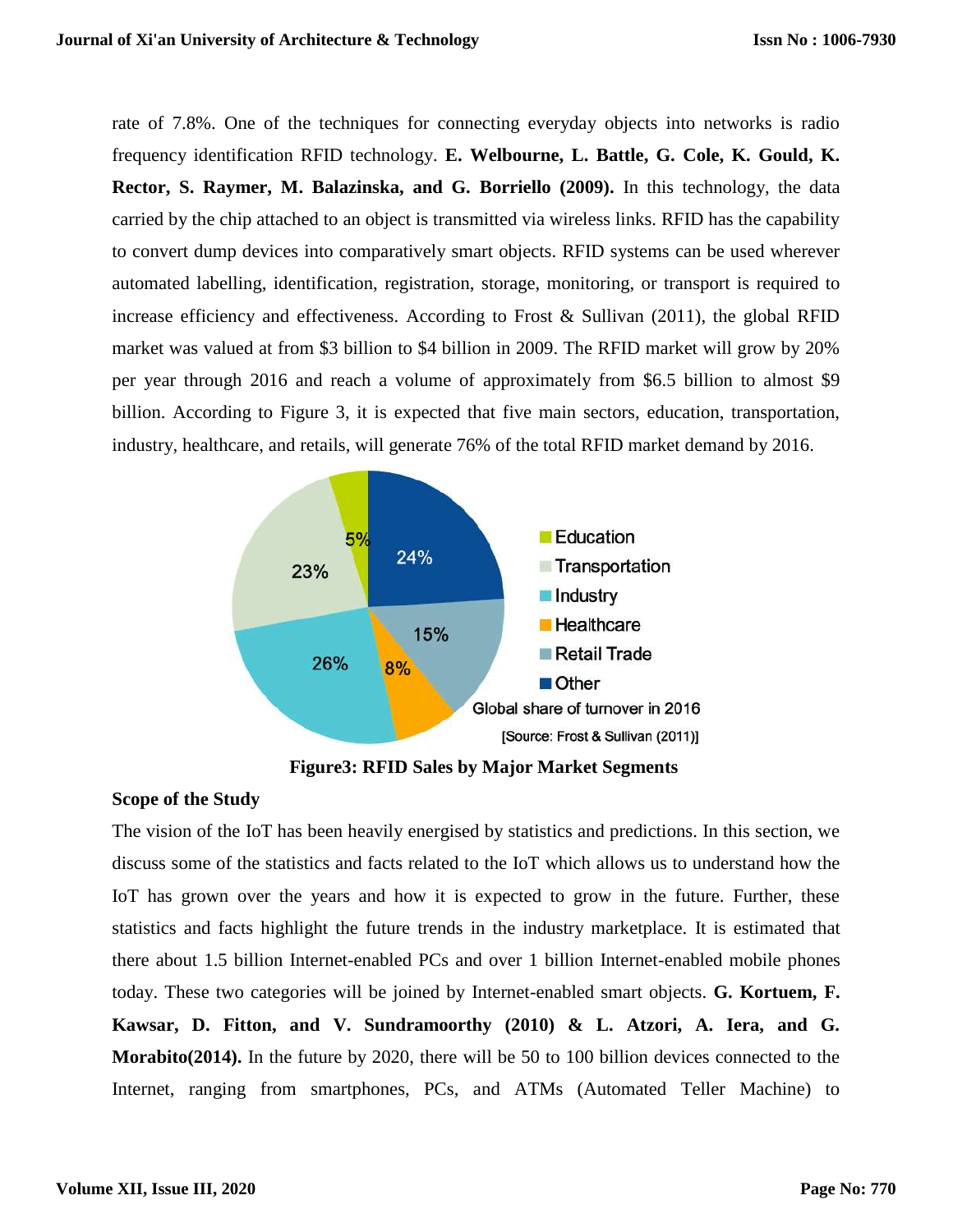rate of 7.8%. One of the techniques for connecting everyday objects into networks is radio frequency identification RFID technology. **E. Welbourne, L. Battle, G. Cole, K. Gould, K. Rector, S. Raymer, M. Balazinska, and G. Borriello (2009).** In this technology, the data carried by the chip attached to an object is transmitted via wireless links. RFID has the capability to convert dump devices into comparatively smart objects. RFID systems can be used wherever automated labelling, identification, registration, storage, monitoring, or transport is required to increase efficiency and effectiveness. According to Frost & Sullivan (2011), the global RFID market was valued at from $3 billion to $4 billion in 2009. The RFID market will grow by 20% per year through 2016 and reach a volume of approximately from $6.5 billion to almost $9 billion. According to Figure 3, it is expected that five main sectors, education, transportation, industry, healthcare, and retails, will generate 76% of the total RFID market demand by 2016.

| Segment | Share |
|---|---|
| Education | 5% |
| Transportation | 23% |
| Industry | 26% |
| Healthcare | 8% |
| Retail Trade | 15% |
| Other | 24% |

Global share of turnover in 2016

[Source: Frost & Sullivan (2011)]

**Figure3: RFID Sales by Major Market Segments**

**Scope of the Study**

The vision of the IoT has been heavily energised by statistics and predictions. In this section, we discuss some of the statistics and facts related to the IoT which allows us to understand how the IoT has grown over the years and how it is expected to grow in the future. Further, these statistics and facts highlight the future trends in the industry marketplace. It is estimated that there about 1.5 billion Internet-enabled PCs and over 1 billion Internet-enabled mobile phones today. These two categories will be joined by Internet-enabled smart objects. **G. Kortuem, F. Kawsar, D. Fitton, and V. Sundramoorthy (2010) & L. Atzori, A. Iera, and G. Morabito(2014).** In the future by 2020, there will be 50 to 100 billion devices connected to the Internet, ranging from smartphones, PCs, and ATMs (Automated Teller Machine) to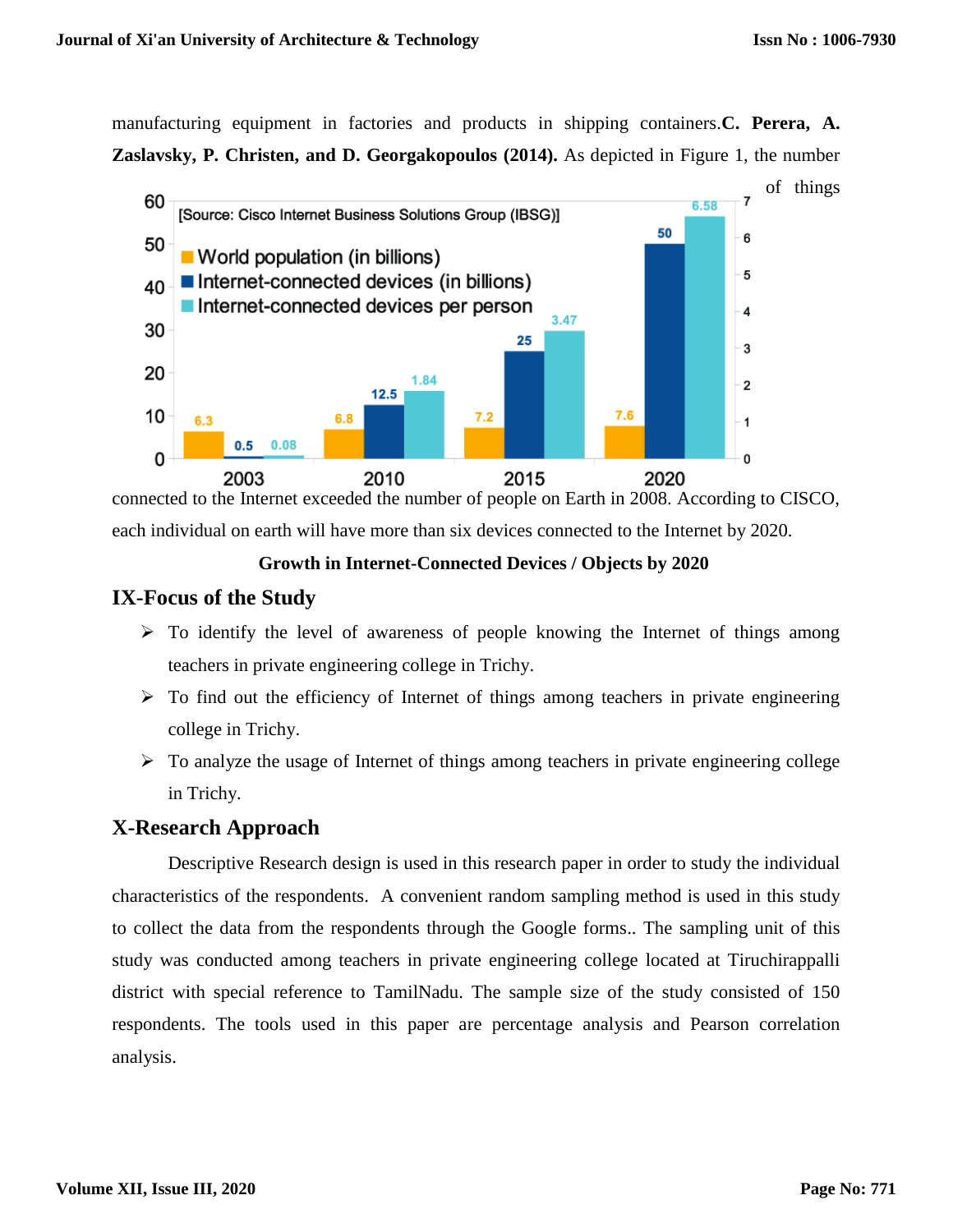manufacturing equipment in factories and products in shipping containers.**C. Perera, A. Zaslavsky, P. Christen, and D. Georgakopoulos (2014).** As depicted in Figure 1, the number of things connected to the Internet exceeded the number of people on Earth in 2008. According to CISCO, each individual on earth will have more than six devices connected to the Internet by 2020.

**Growth in Internet-Connected Devices / Objects by 2020**

## IX-Focus of the Study

- To identify the level of awareness of people knowing the Internet of things among teachers in private engineering college in Trichy.
- To find out the efficiency of Internet of things among teachers in private engineering college in Trichy.
- To analyze the usage of Internet of things among teachers in private engineering college in Trichy.

## X-Research Approach

Descriptive Research design is used in this research paper in order to study the individual characteristics of the respondents. A convenient random sampling method is used in this study to collect the data from the respondents through the Google forms.. The sampling unit of this study was conducted among teachers in private engineering college located at Tiruchirappalli district with special reference to TamilNadu. The sample size of the study consisted of 150 respondents. The tools used in this paper are percentage analysis and Pearson correlation analysis.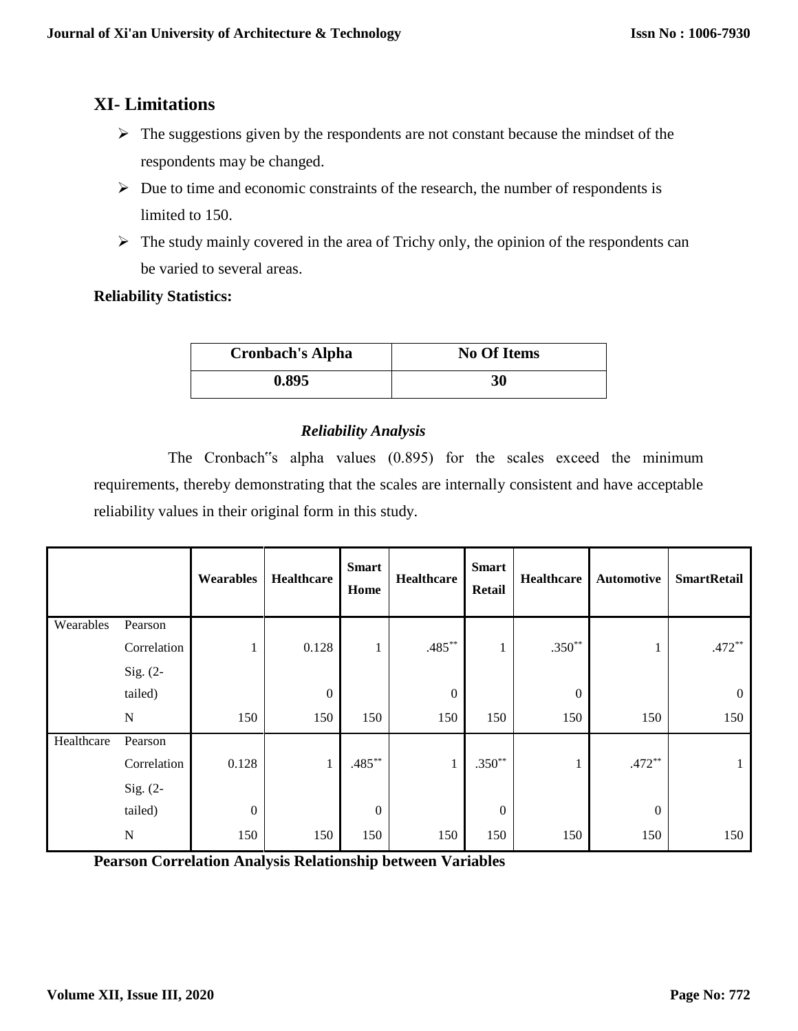## XI- Limitations

- The suggestions given by the respondents are not constant because the mindset of the respondents may be changed.
- Due to time and economic constraints of the research, the number of respondents is limited to 150.
- The study mainly covered in the area of Trichy only, the opinion of the respondents can be varied to several areas.

**Reliability Statistics:**

| Cronbach's Alpha | No Of Items |
|---|---|
| 0.895 | 30 |

***Reliability Analysis***

The Cronbach‟s alpha values (0.895) for the scales exceed the minimum requirements, thereby demonstrating that the scales are internally consistent and have acceptable reliability values in their original form in this study.

| | | Wearables | Healthcare | Smart Home | Healthcare | Smart Retail | Healthcare | Automotive | SmartRetail |
|---|---|---|---|---|---|---|---|---|---|
| Wearables | Pearson Correlation | 1 | 0.128 | 1 | .485** | 1 | .350** | 1 | .472** |
| | Sig. (2-tailed) | | 0 | | 0 | | 0 | | 0 |
| | N | 150 | 150 | 150 | 150 | 150 | 150 | 150 | 150 |
| Healthcare | Pearson Correlation | 0.128 | 1 | .485** | 1 | .350** | 1 | .472** | 1 |
| | Sig. (2-tailed) | 0 | | 0 | | 0 | | 0 | |
| | N | 150 | 150 | 150 | 150 | 150 | 150 | 150 | 150 |

**Pearson Correlation Analysis Relationship between Variables**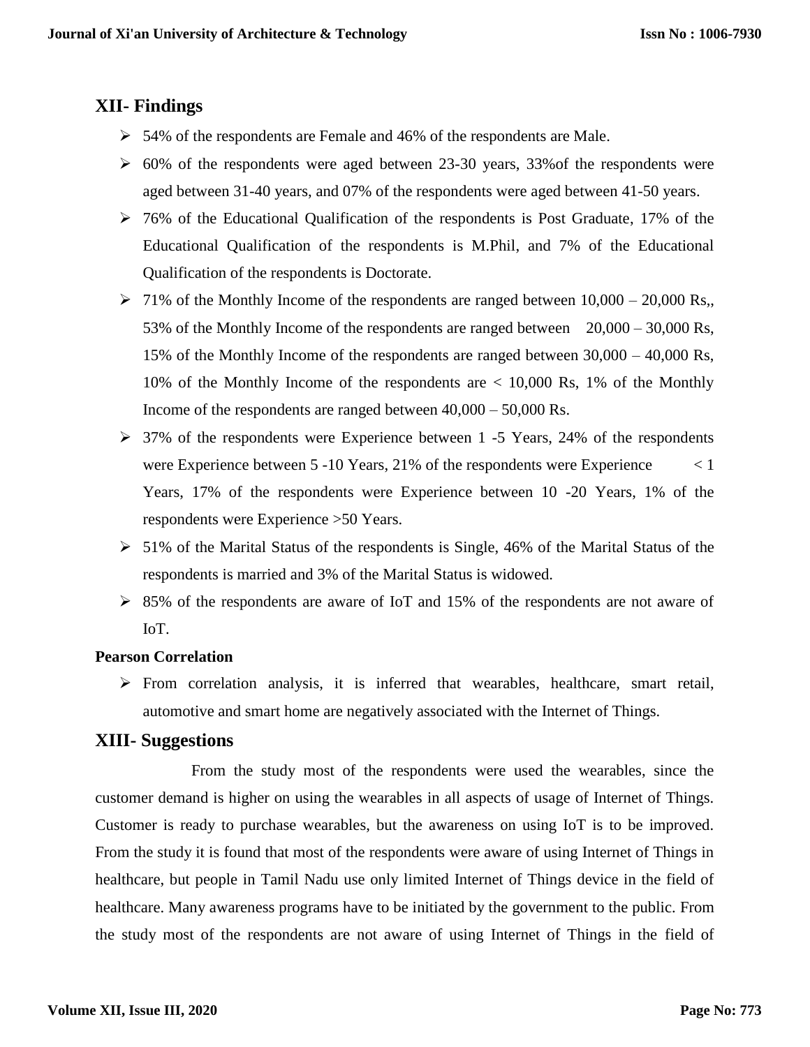## XII- Findings

- 54% of the respondents are Female and 46% of the respondents are Male.
- 60% of the respondents were aged between 23-30 years, 33%of the respondents were aged between 31-40 years, and 07% of the respondents were aged between 41-50 years.
- 76% of the Educational Qualification of the respondents is Post Graduate, 17% of the Educational Qualification of the respondents is M.Phil, and 7% of the Educational Qualification of the respondents is Doctorate.
- 71% of the Monthly Income of the respondents are ranged between 10,000 – 20,000 Rs,, 53% of the Monthly Income of the respondents are ranged between 20,000 – 30,000 Rs, 15% of the Monthly Income of the respondents are ranged between 30,000 – 40,000 Rs, 10% of the Monthly Income of the respondents are < 10,000 Rs, 1% of the Monthly Income of the respondents are ranged between 40,000 – 50,000 Rs.
- 37% of the respondents were Experience between 1 -5 Years, 24% of the respondents were Experience between 5 -10 Years, 21% of the respondents were Experience < 1 Years, 17% of the respondents were Experience between 10 -20 Years, 1% of the respondents were Experience >50 Years.
- 51% of the Marital Status of the respondents is Single, 46% of the Marital Status of the respondents is married and 3% of the Marital Status is widowed.
- 85% of the respondents are aware of IoT and 15% of the respondents are not aware of IoT.

**Pearson Correlation**

- From correlation analysis, it is inferred that wearables, healthcare, smart retail, automotive and smart home are negatively associated with the Internet of Things.

## XIII- Suggestions

From the study most of the respondents were used the wearables, since the customer demand is higher on using the wearables in all aspects of usage of Internet of Things. Customer is ready to purchase wearables, but the awareness on using IoT is to be improved. From the study it is found that most of the respondents were aware of using Internet of Things in healthcare, but people in Tamil Nadu use only limited Internet of Things device in the field of healthcare. Many awareness programs have to be initiated by the government to the public. From the study most of the respondents are not aware of using Internet of Things in the field of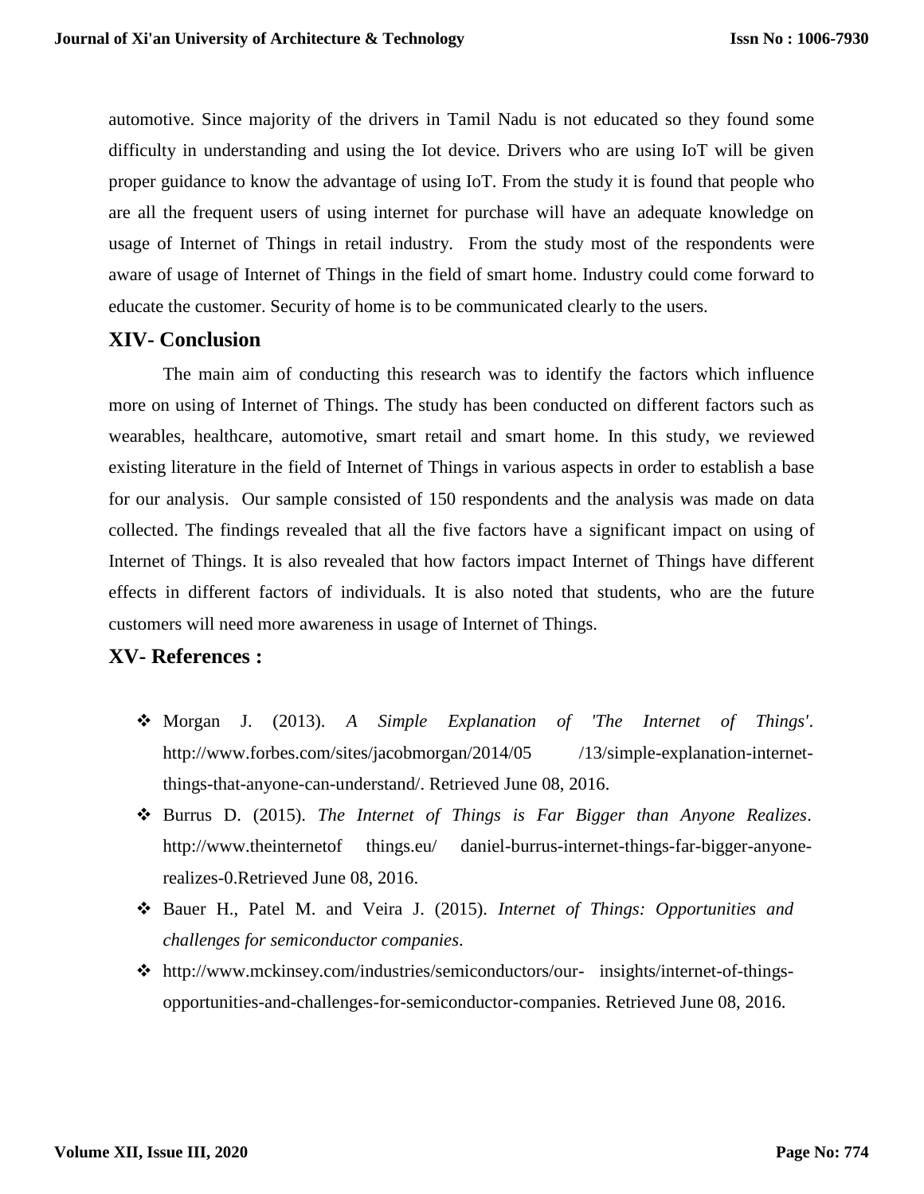automotive. Since majority of the drivers in Tamil Nadu is not educated so they found some difficulty in understanding and using the Iot device. Drivers who are using IoT will be given proper guidance to know the advantage of using IoT. From the study it is found that people who are all the frequent users of using internet for purchase will have an adequate knowledge on usage of Internet of Things in retail industry. From the study most of the respondents were aware of usage of Internet of Things in the field of smart home. Industry could come forward to educate the customer. Security of home is to be communicated clearly to the users.

## XIV- Conclusion

The main aim of conducting this research was to identify the factors which influence more on using of Internet of Things. The study has been conducted on different factors such as wearables, healthcare, automotive, smart retail and smart home. In this study, we reviewed existing literature in the field of Internet of Things in various aspects in order to establish a base for our analysis. Our sample consisted of 150 respondents and the analysis was made on data collected. The findings revealed that all the five factors have a significant impact on using of Internet of Things. It is also revealed that how factors impact Internet of Things have different effects in different factors of individuals. It is also noted that students, who are the future customers will need more awareness in usage of Internet of Things.

## XV- References :

- Morgan J. (2013). *A Simple Explanation of 'The Internet of Things'*. http://www.forbes.com/sites/jacobmorgan/2014/05 /13/simple-explanation-internet-things-that-anyone-can-understand/. Retrieved June 08, 2016.
- Burrus D. (2015). *The Internet of Things is Far Bigger than Anyone Realizes*. http://www.theinternetof things.eu/ daniel-burrus-internet-things-far-bigger-anyone-realizes-0.Retrieved June 08, 2016.
- Bauer H., Patel M. and Veira J. (2015). *Internet of Things: Opportunities and challenges for semiconductor companies*.
- http://www.mckinsey.com/industries/semiconductors/our- insights/internet-of-things-opportunities-and-challenges-for-semiconductor-companies. Retrieved June 08, 2016.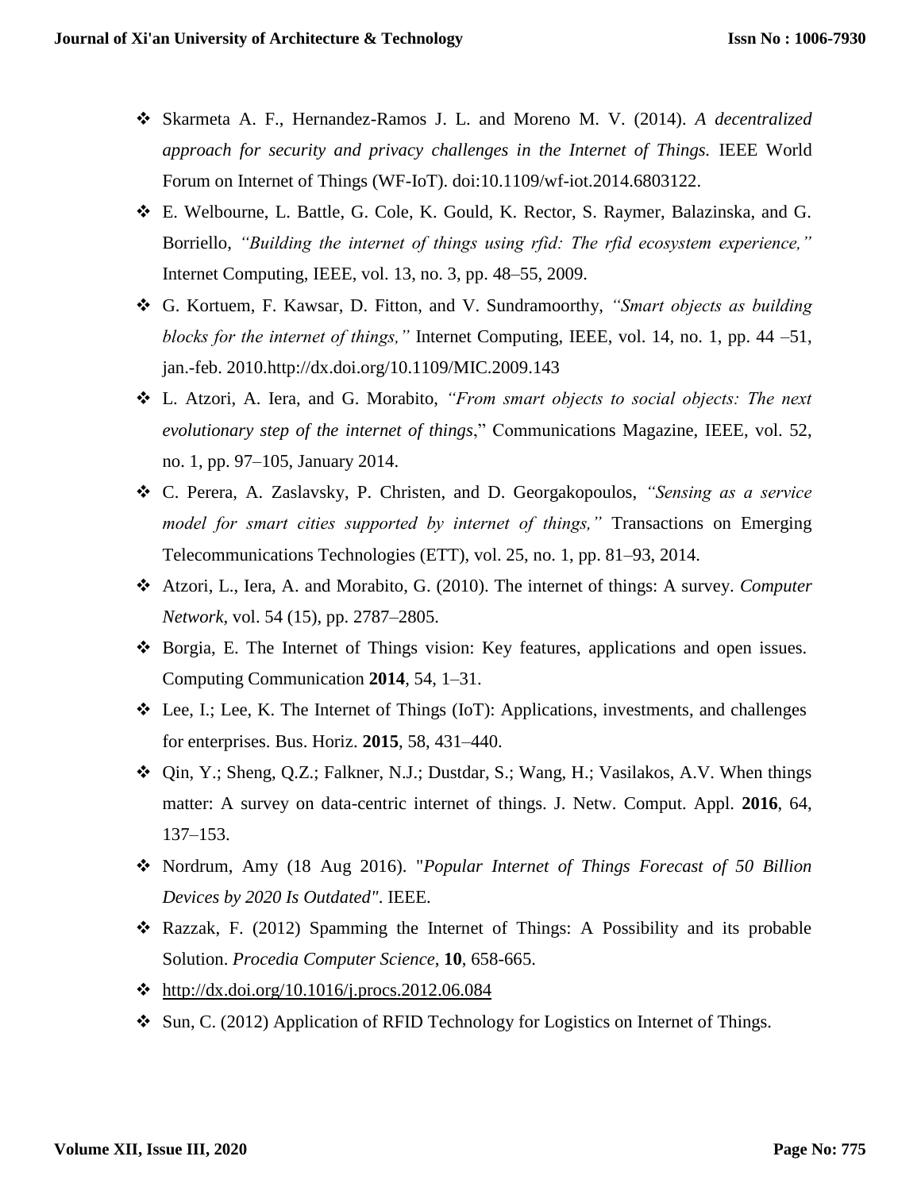- Skarmeta A. F., Hernandez-Ramos J. L. and Moreno M. V. (2014). *A decentralized approach for security and privacy challenges in the Internet of Things.* IEEE World Forum on Internet of Things (WF-IoT). doi:10.1109/wf-iot.2014.6803122.
- E. Welbourne, L. Battle, G. Cole, K. Gould, K. Rector, S. Raymer, Balazinska, and G. Borriello, *"Building the internet of things using rfid: The rfid ecosystem experience,"* Internet Computing, IEEE, vol. 13, no. 3, pp. 48–55, 2009.
- G. Kortuem, F. Kawsar, D. Fitton, and V. Sundramoorthy, *"Smart objects as building blocks for the internet of things,"* Internet Computing, IEEE, vol. 14, no. 1, pp. 44 –51, jan.-feb. 2010.http://dx.doi.org/10.1109/MIC.2009.143
- L. Atzori, A. Iera, and G. Morabito, *"From smart objects to social objects: The next evolutionary step of the internet of things*," Communications Magazine, IEEE, vol. 52, no. 1, pp. 97–105, January 2014.
- C. Perera, A. Zaslavsky, P. Christen, and D. Georgakopoulos, *"Sensing as a service model for smart cities supported by internet of things,"* Transactions on Emerging Telecommunications Technologies (ETT), vol. 25, no. 1, pp. 81–93, 2014.
- Atzori, L., Iera, A. and Morabito, G. (2010). The internet of things: A survey. *Computer Network*, vol. 54 (15), pp. 2787–2805.
- Borgia, E. The Internet of Things vision: Key features, applications and open issues. Computing Communication **2014**, 54, 1–31.
- Lee, I.; Lee, K. The Internet of Things (IoT): Applications, investments, and challenges for enterprises. Bus. Horiz. **2015**, 58, 431–440.
- Qin, Y.; Sheng, Q.Z.; Falkner, N.J.; Dustdar, S.; Wang, H.; Vasilakos, A.V. When things matter: A survey on data-centric internet of things. J. Netw. Comput. Appl. **2016**, 64, 137–153.
- Nordrum, Amy (18 Aug 2016). "*Popular Internet of Things Forecast of 50 Billion Devices by 2020 Is Outdated"*. IEEE.
- Razzak, F. (2012) Spamming the Internet of Things: A Possibility and its probable Solution. *Procedia Computer Science*, **10**, 658-665.
- http://dx.doi.org/10.1016/j.procs.2012.06.084
- Sun, C. (2012) Application of RFID Technology for Logistics on Internet of Things.